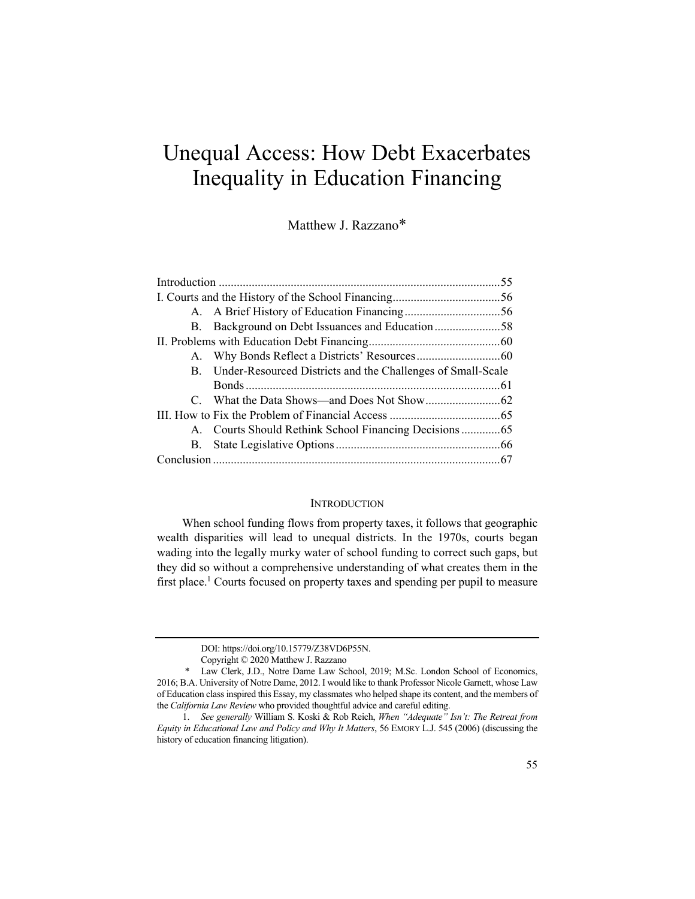# Unequal Access: How Debt Exacerbates Inequality in Education Financing

Matthew J. Razzano*

| | |
|---|---|
| Introduction | 55 |
| I. Courts and the History of the School Financing | 56 |
| A. A Brief History of Education Financing | 56 |
| B. Background on Debt Issuances and Education | 58 |
| II. Problems with Education Debt Financing | 60 |
| A. Why Bonds Reflect a Districts' Resources | 60 |
| B. Under-Resourced Districts and the Challenges of Small-Scale Bonds | 61 |
| C. What the Data Shows—and Does Not Show | 62 |
| III. How to Fix the Problem of Financial Access | 65 |
| A. Courts Should Rethink School Financing Decisions | 65 |
| B. State Legislative Options | 66 |
| Conclusion | 67 |

## INTRODUCTION

When school funding flows from property taxes, it follows that geographic wealth disparities will lead to unequal districts. In the 1970s, courts began wading into the legally murky water of school funding to correct such gaps, but they did so without a comprehensive understanding of what creates them in the first place.[1] Courts focused on property taxes and spending per pupil to measure

---

DOI: https://doi.org/10.15779/Z38VD6P55N.

Copyright © 2020 Matthew J. Razzano

\* Law Clerk, J.D., Notre Dame Law School, 2019; M.Sc. London School of Economics, 2016; B.A. University of Notre Dame, 2012. I would like to thank Professor Nicole Garnett, whose Law of Education class inspired this Essay, my classmates who helped shape its content, and the members of the *California Law Review* who provided thoughtful advice and careful editing.

1. *See generally* William S. Koski & Rob Reich, *When "Adequate" Isn't: The Retreat from Equity in Educational Law and Policy and Why It Matters*, 56 EMORY L.J. 545 (2006) (discussing the history of education financing litigation).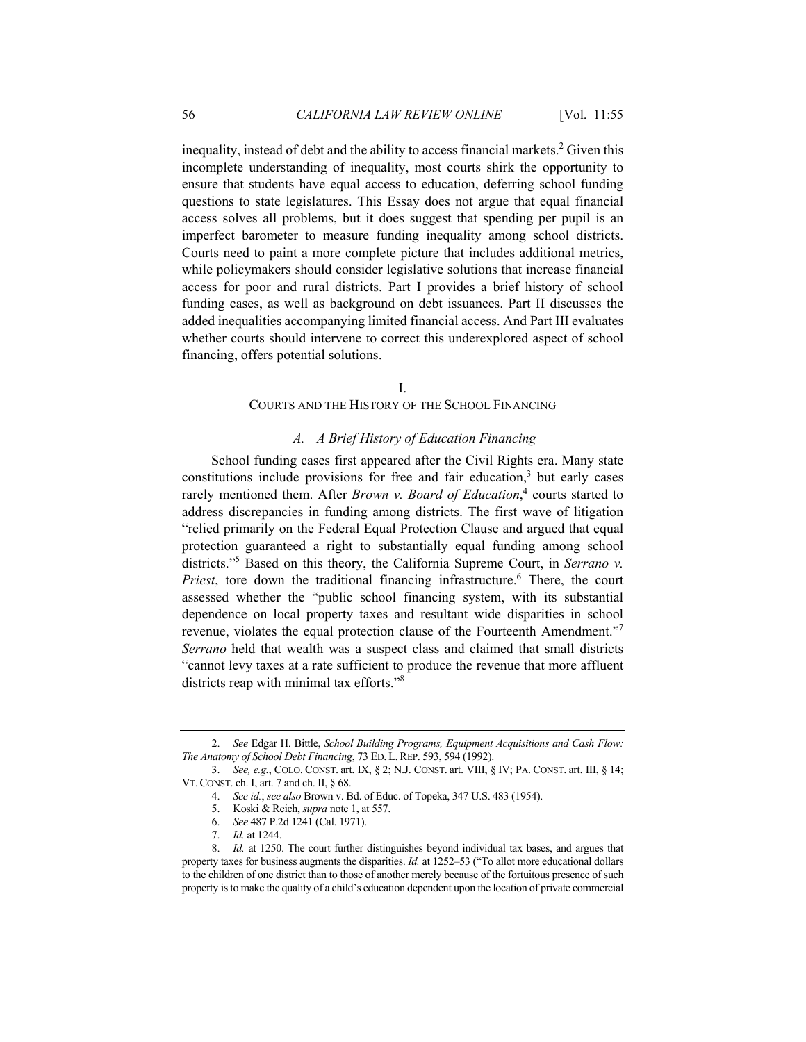inequality, instead of debt and the ability to access financial markets.[2] Given this incomplete understanding of inequality, most courts shirk the opportunity to ensure that students have equal access to education, deferring school funding questions to state legislatures. This Essay does not argue that equal financial access solves all problems, but it does suggest that spending per pupil is an imperfect barometer to measure funding inequality among school districts. Courts need to paint a more complete picture that includes additional metrics, while policymakers should consider legislative solutions that increase financial access for poor and rural districts. Part I provides a brief history of school funding cases, as well as background on debt issuances. Part II discusses the added inequalities accompanying limited financial access. And Part III evaluates whether courts should intervene to correct this underexplored aspect of school financing, offers potential solutions.

## I.
## COURTS AND THE HISTORY OF THE SCHOOL FINANCING

### *A. A Brief History of Education Financing*

School funding cases first appeared after the Civil Rights era. Many state constitutions include provisions for free and fair education,[3] but early cases rarely mentioned them. After *Brown v. Board of Education*,[4] courts started to address discrepancies in funding among districts. The first wave of litigation "relied primarily on the Federal Equal Protection Clause and argued that equal protection guaranteed a right to substantially equal funding among school districts."[5] Based on this theory, the California Supreme Court, in *Serrano v. Priest*, tore down the traditional financing infrastructure.[6] There, the court assessed whether the "public school financing system, with its substantial dependence on local property taxes and resultant wide disparities in school revenue, violates the equal protection clause of the Fourteenth Amendment."[7] *Serrano* held that wealth was a suspect class and claimed that small districts "cannot levy taxes at a rate sufficient to produce the revenue that more affluent districts reap with minimal tax efforts."[8]

---

2. *See* Edgar H. Bittle, *School Building Programs, Equipment Acquisitions and Cash Flow: The Anatomy of School Debt Financing*, 73 ED. L. REP. 593, 594 (1992).

3. *See, e.g.*, COLO. CONST. art. IX, § 2; N.J. CONST. art. VIII, § IV; PA. CONST. art. III, § 14; VT. CONST. ch. I, art. 7 and ch. II, § 68.

4. *See id.*; *see also* Brown v. Bd. of Educ. of Topeka, 347 U.S. 483 (1954).

5. Koski & Reich, *supra* note 1, at 557.

6. *See* 487 P.2d 1241 (Cal. 1971).

7. *Id.* at 1244.

8. *Id.* at 1250. The court further distinguishes beyond individual tax bases, and argues that property taxes for business augments the disparities. *Id.* at 1252–53 ("To allot more educational dollars to the children of one district than to those of another merely because of the fortuitous presence of such property is to make the quality of a child's education dependent upon the location of private commercial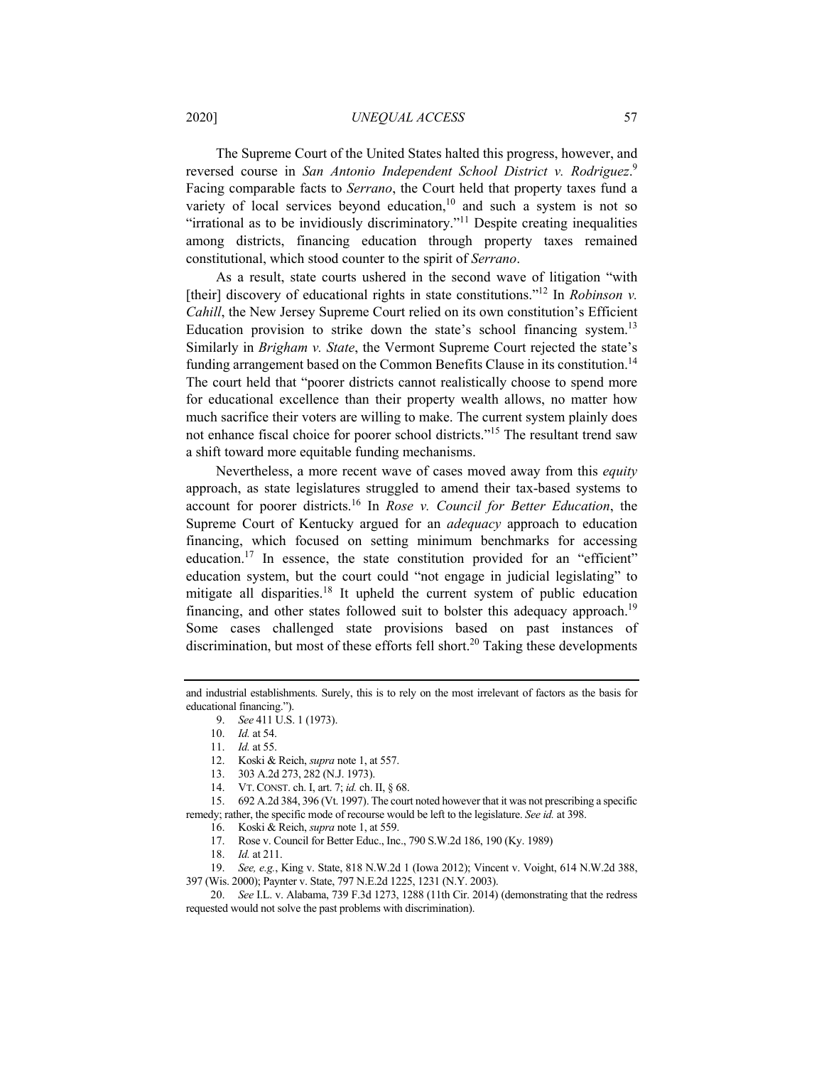The Supreme Court of the United States halted this progress, however, and reversed course in *San Antonio Independent School District v. Rodriguez*.[9] Facing comparable facts to *Serrano*, the Court held that property taxes fund a variety of local services beyond education,[10] and such a system is not so "irrational as to be invidiously discriminatory."[11] Despite creating inequalities among districts, financing education through property taxes remained constitutional, which stood counter to the spirit of *Serrano*.

As a result, state courts ushered in the second wave of litigation "with [their] discovery of educational rights in state constitutions."[12] In *Robinson v. Cahill*, the New Jersey Supreme Court relied on its own constitution's Efficient Education provision to strike down the state's school financing system.[13] Similarly in *Brigham v. State*, the Vermont Supreme Court rejected the state's funding arrangement based on the Common Benefits Clause in its constitution.[14] The court held that "poorer districts cannot realistically choose to spend more for educational excellence than their property wealth allows, no matter how much sacrifice their voters are willing to make. The current system plainly does not enhance fiscal choice for poorer school districts."[15] The resultant trend saw a shift toward more equitable funding mechanisms.

Nevertheless, a more recent wave of cases moved away from this *equity* approach, as state legislatures struggled to amend their tax-based systems to account for poorer districts.[16] In *Rose v. Council for Better Education*, the Supreme Court of Kentucky argued for an *adequacy* approach to education financing, which focused on setting minimum benchmarks for accessing education.[17] In essence, the state constitution provided for an "efficient" education system, but the court could "not engage in judicial legislating" to mitigate all disparities.[18] It upheld the current system of public education financing, and other states followed suit to bolster this adequacy approach.[19] Some cases challenged state provisions based on past instances of discrimination, but most of these efforts fell short.[20] Taking these developments

---

and industrial establishments. Surely, this is to rely on the most irrelevant of factors as the basis for educational financing.").

9. *See* 411 U.S. 1 (1973).

10. *Id.* at 54.

11. *Id.* at 55.

12. Koski & Reich, *supra* note 1, at 557.

13. 303 A.2d 273, 282 (N.J. 1973).

14. VT. CONST. ch. I, art. 7; *id.* ch. II, § 68.

15. 692 A.2d 384, 396 (Vt. 1997). The court noted however that it was not prescribing a specific remedy; rather, the specific mode of recourse would be left to the legislature. *See id.* at 398.

16. Koski & Reich, *supra* note 1, at 559.

17. Rose v. Council for Better Educ., Inc., 790 S.W.2d 186, 190 (Ky. 1989)

18. *Id.* at 211.

19. *See, e.g.*, King v. State, 818 N.W.2d 1 (Iowa 2012); Vincent v. Voight, 614 N.W.2d 388, 397 (Wis. 2000); Paynter v. State, 797 N.E.2d 1225, 1231 (N.Y. 2003).

20. *See* I.L. v. Alabama, 739 F.3d 1273, 1288 (11th Cir. 2014) (demonstrating that the redress requested would not solve the past problems with discrimination).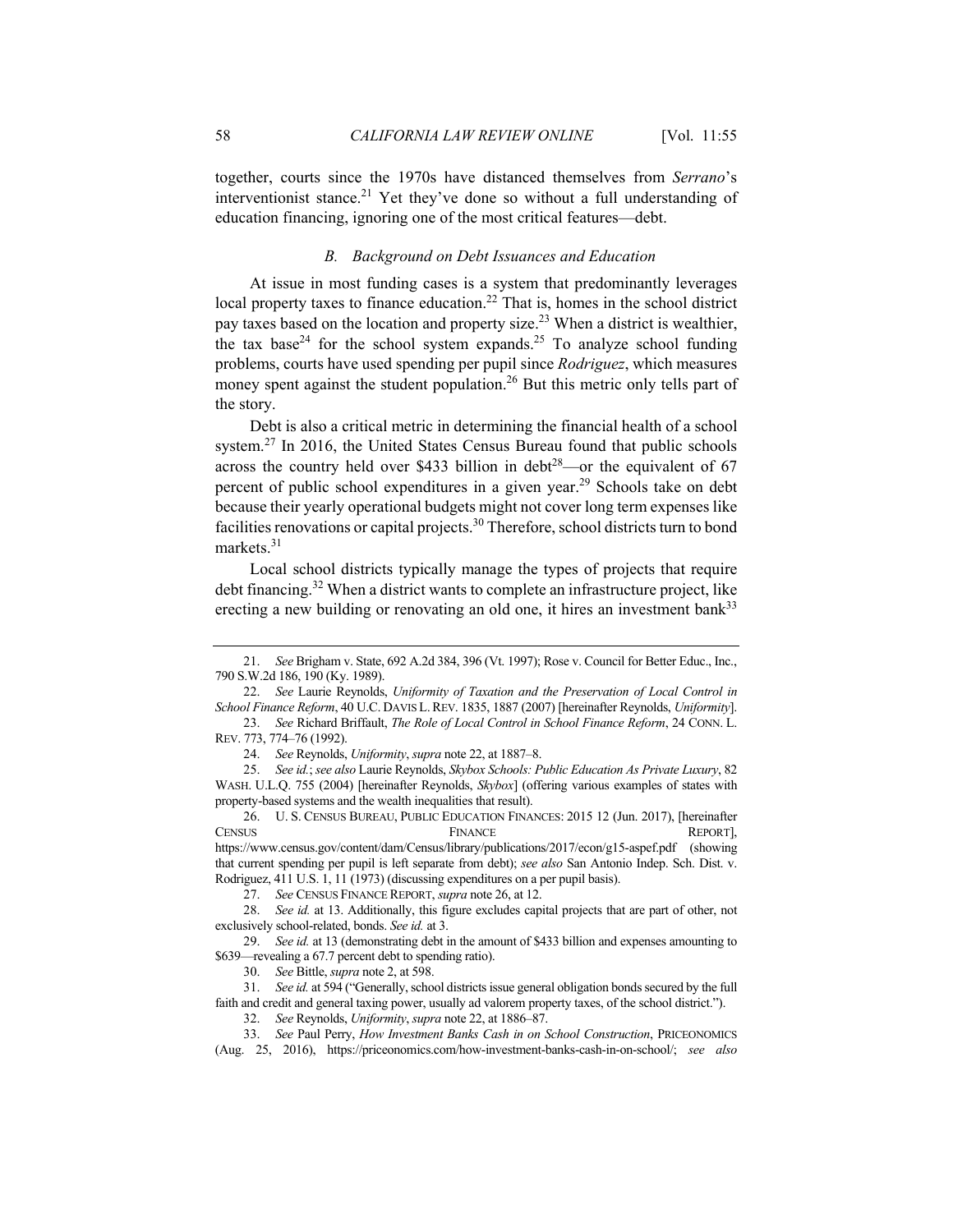together, courts since the 1970s have distanced themselves from *Serrano*'s interventionist stance.[21] Yet they've done so without a full understanding of education financing, ignoring one of the most critical features—debt.

### *B. Background on Debt Issuances and Education*

At issue in most funding cases is a system that predominantly leverages local property taxes to finance education.[22] That is, homes in the school district pay taxes based on the location and property size.[23] When a district is wealthier, the tax base[24] for the school system expands.[25] To analyze school funding problems, courts have used spending per pupil since *Rodriguez*, which measures money spent against the student population.[26] But this metric only tells part of the story.

Debt is also a critical metric in determining the financial health of a school system.[27] In 2016, the United States Census Bureau found that public schools across the country held over $433 billion in debt[28]—or the equivalent of 67 percent of public school expenditures in a given year.[29] Schools take on debt because their yearly operational budgets might not cover long term expenses like facilities renovations or capital projects.[30] Therefore, school districts turn to bond markets.[31]

Local school districts typically manage the types of projects that require debt financing.[32] When a district wants to complete an infrastructure project, like erecting a new building or renovating an old one, it hires an investment bank[33]

---

21. *See* Brigham v. State, 692 A.2d 384, 396 (Vt. 1997); Rose v. Council for Better Educ., Inc., 790 S.W.2d 186, 190 (Ky. 1989).

22. *See* Laurie Reynolds, *Uniformity of Taxation and the Preservation of Local Control in School Finance Reform*, 40 U.C. DAVIS L. REV. 1835, 1887 (2007) [hereinafter Reynolds, *Uniformity*].

23. *See* Richard Briffault, *The Role of Local Control in School Finance Reform*, 24 CONN. L. REV. 773, 774–76 (1992).

24. *See* Reynolds, *Uniformity*, *supra* note 22, at 1887–8.

25. *See id.*; *see also* Laurie Reynolds, *Skybox Schools: Public Education As Private Luxury*, 82 WASH. U.L.Q. 755 (2004) [hereinafter Reynolds, *Skybox*] (offering various examples of states with property-based systems and the wealth inequalities that result).

26. U. S. CENSUS BUREAU, PUBLIC EDUCATION FINANCES: 2015 12 (Jun. 2017), [hereinafter CENSUS FINANCE REPORT], https://www.census.gov/content/dam/Census/library/publications/2017/econ/g15-aspef.pdf (showing that current spending per pupil is left separate from debt); *see also* San Antonio Indep. Sch. Dist. v. Rodriguez, 411 U.S. 1, 11 (1973) (discussing expenditures on a per pupil basis).

27. *See* CENSUS FINANCE REPORT, *supra* note 26, at 12.

28. *See id.* at 13. Additionally, this figure excludes capital projects that are part of other, not exclusively school-related, bonds. *See id.* at 3.

29. *See id.* at 13 (demonstrating debt in the amount of $433 billion and expenses amounting to $639—revealing a 67.7 percent debt to spending ratio).

30. *See* Bittle, *supra* note 2, at 598.

31. *See id.* at 594 ("Generally, school districts issue general obligation bonds secured by the full faith and credit and general taxing power, usually ad valorem property taxes, of the school district.").

32. *See* Reynolds, *Uniformity*, *supra* note 22, at 1886–87.

33. *See* Paul Perry, *How Investment Banks Cash in on School Construction*, PRICEONOMICS (Aug. 25, 2016), https://priceonomics.com/how-investment-banks-cash-in-on-school/; *see also*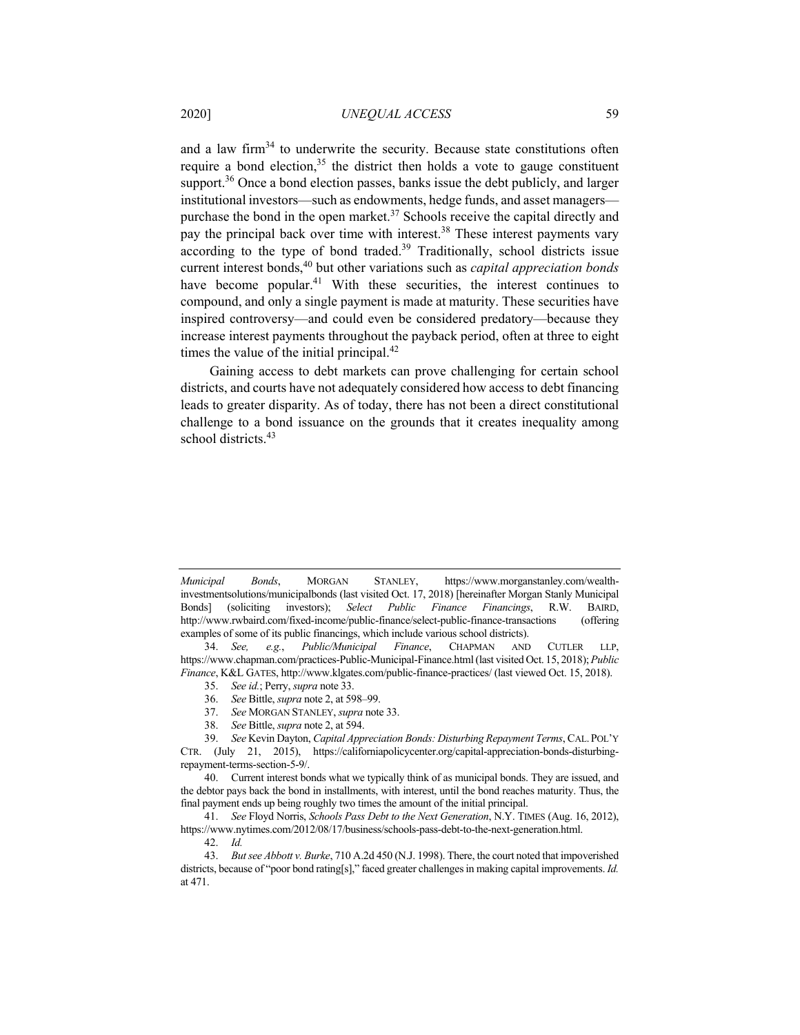and a law firm[34] to underwrite the security. Because state constitutions often require a bond election,[35] the district then holds a vote to gauge constituent support.[36] Once a bond election passes, banks issue the debt publicly, and larger institutional investors—such as endowments, hedge funds, and asset managers—purchase the bond in the open market.[37] Schools receive the capital directly and pay the principal back over time with interest.[38] These interest payments vary according to the type of bond traded.[39] Traditionally, school districts issue current interest bonds,[40] but other variations such as *capital appreciation bonds* have become popular.[41] With these securities, the interest continues to compound, and only a single payment is made at maturity. These securities have inspired controversy—and could even be considered predatory—because they increase interest payments throughout the payback period, often at three to eight times the value of the initial principal.[42]

Gaining access to debt markets can prove challenging for certain school districts, and courts have not adequately considered how access to debt financing leads to greater disparity. As of today, there has not been a direct constitutional challenge to a bond issuance on the grounds that it creates inequality among school districts.[43]

---

*Municipal Bonds*, MORGAN STANLEY, https://www.morganstanley.com/wealth-investmentsolutions/municipalbonds (last visited Oct. 17, 2018) [hereinafter Morgan Stanly Municipal Bonds] (soliciting investors); *Select Public Finance Financings*, R.W. BAIRD, http://www.rwbaird.com/fixed-income/public-finance/select-public-finance-transactions (offering examples of some of its public financings, which include various school districts).

34. *See, e.g.*, *Public/Municipal Finance*, CHAPMAN AND CUTLER LLP, https://www.chapman.com/practices-Public-Municipal-Finance.html (last visited Oct. 15, 2018); *Public Finance*, K&L GATES, http://www.klgates.com/public-finance-practices/ (last viewed Oct. 15, 2018).

35. *See id.*; Perry, *supra* note 33.

36. *See* Bittle, *supra* note 2, at 598–99.

37. *See* MORGAN STANLEY, *supra* note 33.

38. *See* Bittle, *supra* note 2, at 594.

39. *See* Kevin Dayton, *Capital Appreciation Bonds: Disturbing Repayment Terms*, CAL. POL'Y CTR. (July 21, 2015), https://californiapolicycenter.org/capital-appreciation-bonds-disturbing-repayment-terms-section-5-9/.

40. Current interest bonds what we typically think of as municipal bonds. They are issued, and the debtor pays back the bond in installments, with interest, until the bond reaches maturity. Thus, the final payment ends up being roughly two times the amount of the initial principal.

41. *See* Floyd Norris, *Schools Pass Debt to the Next Generation*, N.Y. TIMES (Aug. 16, 2012), https://www.nytimes.com/2012/08/17/business/schools-pass-debt-to-the-next-generation.html.

42. *Id.*

43. *But see Abbott v. Burke*, 710 A.2d 450 (N.J. 1998). There, the court noted that impoverished districts, because of "poor bond rating[s]," faced greater challenges in making capital improvements. *Id.* at 471.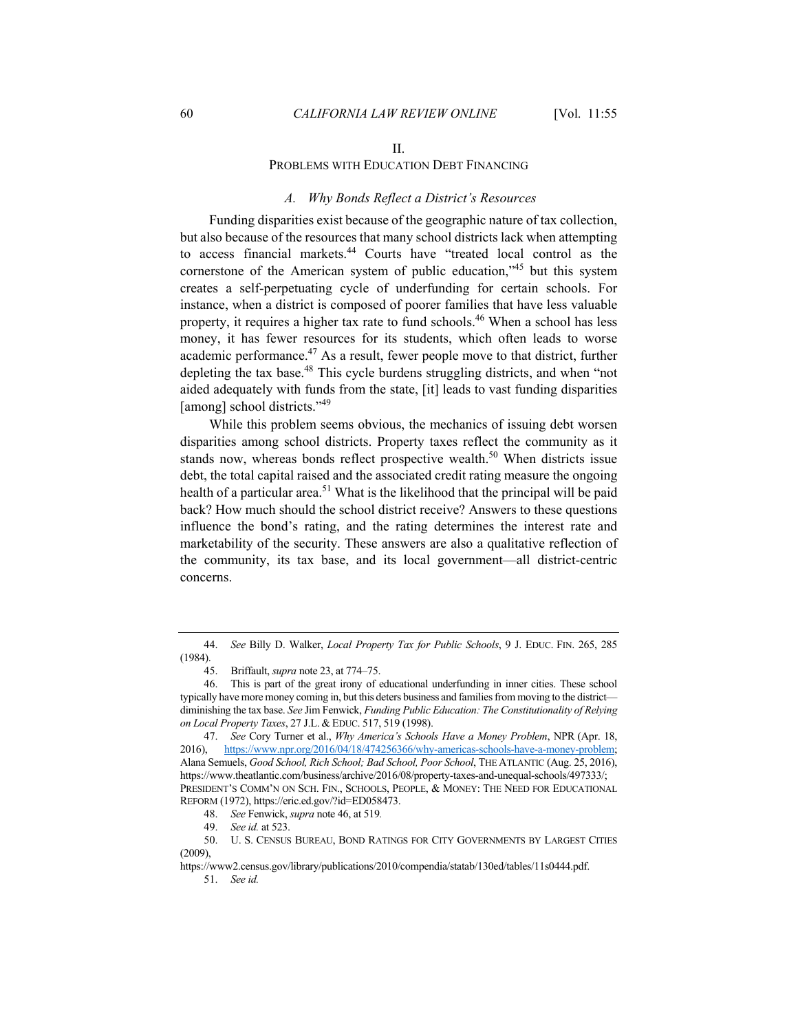## II.
## PROBLEMS WITH EDUCATION DEBT FINANCING

### *A. Why Bonds Reflect a District's Resources*

Funding disparities exist because of the geographic nature of tax collection, but also because of the resources that many school districts lack when attempting to access financial markets.[44] Courts have "treated local control as the cornerstone of the American system of public education,"[45] but this system creates a self-perpetuating cycle of underfunding for certain schools. For instance, when a district is composed of poorer families that have less valuable property, it requires a higher tax rate to fund schools.[46] When a school has less money, it has fewer resources for its students, which often leads to worse academic performance.[47] As a result, fewer people move to that district, further depleting the tax base.[48] This cycle burdens struggling districts, and when "not aided adequately with funds from the state, [it] leads to vast funding disparities [among] school districts."[49]

While this problem seems obvious, the mechanics of issuing debt worsen disparities among school districts. Property taxes reflect the community as it stands now, whereas bonds reflect prospective wealth.[50] When districts issue debt, the total capital raised and the associated credit rating measure the ongoing health of a particular area.[51] What is the likelihood that the principal will be paid back? How much should the school district receive? Answers to these questions influence the bond's rating, and the rating determines the interest rate and marketability of the security. These answers are also a qualitative reflection of the community, its tax base, and its local government—all district-centric concerns.

---

44. *See* Billy D. Walker, *Local Property Tax for Public Schools*, 9 J. EDUC. FIN. 265, 285 (1984).

45. Briffault, *supra* note 23, at 774–75.

46. This is part of the great irony of educational underfunding in inner cities. These school typically have more money coming in, but this deters business and families from moving to the district—diminishing the tax base. *See* Jim Fenwick, *Funding Public Education: The Constitutionality of Relying on Local Property Taxes*, 27 J.L. & EDUC. 517, 519 (1998).

47. *See* Cory Turner et al., *Why America's Schools Have a Money Problem*, NPR (Apr. 18, 2016), https://www.npr.org/2016/04/18/474256366/why-americas-schools-have-a-money-problem; Alana Semuels, *Good School, Rich School; Bad School, Poor School*, THE ATLANTIC (Aug. 25, 2016), https://www.theatlantic.com/business/archive/2016/08/property-taxes-and-unequal-schools/497333/; PRESIDENT'S COMM'N ON SCH. FIN., SCHOOLS, PEOPLE, & MONEY: THE NEED FOR EDUCATIONAL REFORM (1972), https://eric.ed.gov/?id=ED058473.

48. *See* Fenwick, *supra* note 46, at 519*.*

49. *See id.* at 523.

50. U. S. CENSUS BUREAU, BOND RATINGS FOR CITY GOVERNMENTS BY LARGEST CITIES (2009), https://www2.census.gov/library/publications/2010/compendia/statab/130ed/tables/11s0444.pdf.

51. *See id.*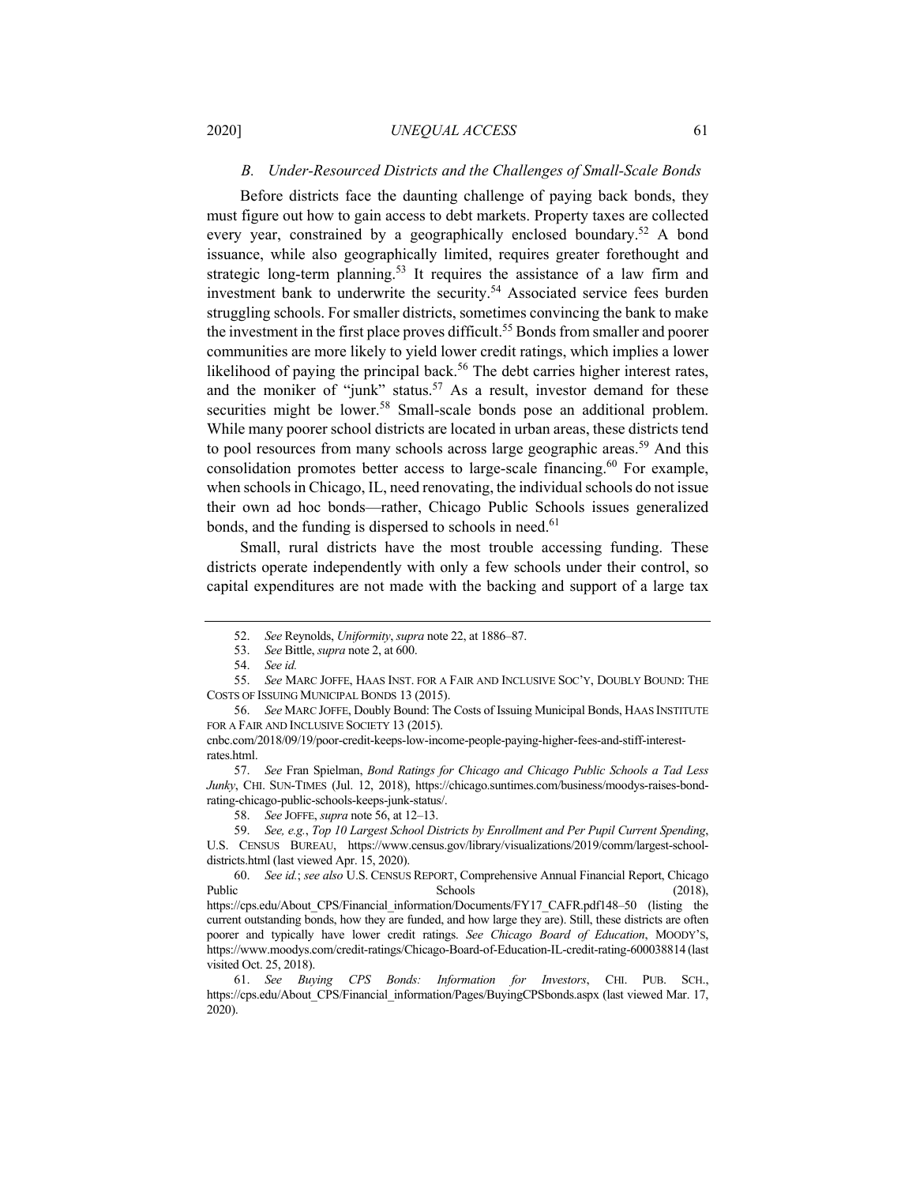### *B. Under-Resourced Districts and the Challenges of Small-Scale Bonds*

Before districts face the daunting challenge of paying back bonds, they must figure out how to gain access to debt markets. Property taxes are collected every year, constrained by a geographically enclosed boundary.[52] A bond issuance, while also geographically limited, requires greater forethought and strategic long-term planning.[53] It requires the assistance of a law firm and investment bank to underwrite the security.[54] Associated service fees burden struggling schools. For smaller districts, sometimes convincing the bank to make the investment in the first place proves difficult.[55] Bonds from smaller and poorer communities are more likely to yield lower credit ratings, which implies a lower likelihood of paying the principal back.[56] The debt carries higher interest rates, and the moniker of "junk" status.[57] As a result, investor demand for these securities might be lower.[58] Small-scale bonds pose an additional problem. While many poorer school districts are located in urban areas, these districts tend to pool resources from many schools across large geographic areas.[59] And this consolidation promotes better access to large-scale financing.[60] For example, when schools in Chicago, IL, need renovating, the individual schools do not issue their own ad hoc bonds—rather, Chicago Public Schools issues generalized bonds, and the funding is dispersed to schools in need.[61]

Small, rural districts have the most trouble accessing funding. These districts operate independently with only a few schools under their control, so capital expenditures are not made with the backing and support of a large tax

---

52. *See* Reynolds, *Uniformity*, *supra* note 22, at 1886–87.

53. *See* Bittle, *supra* note 2, at 600.

54. *See id.*

55. *See* MARC JOFFE, HAAS INST. FOR A FAIR AND INCLUSIVE SOC'Y, DOUBLY BOUND: THE COSTS OF ISSUING MUNICIPAL BONDS 13 (2015).

56. *See* MARC JOFFE, Doubly Bound: The Costs of Issuing Municipal Bonds, HAAS INSTITUTE FOR A FAIR AND INCLUSIVE SOCIETY 13 (2015).
cnbc.com/2018/09/19/poor-credit-keeps-low-income-people-paying-higher-fees-and-stiff-interest-rates.html.

57. *See* Fran Spielman, *Bond Ratings for Chicago and Chicago Public Schools a Tad Less Junky*, CHI. SUN-TIMES (Jul. 12, 2018), https://chicago.suntimes.com/business/moodys-raises-bond-rating-chicago-public-schools-keeps-junk-status/.

58. *See* JOFFE, *supra* note 56, at 12–13.

59. *See, e.g.*, *Top 10 Largest School Districts by Enrollment and Per Pupil Current Spending*, U.S. CENSUS BUREAU, https://www.census.gov/library/visualizations/2019/comm/largest-school-districts.html (last viewed Apr. 15, 2020).

60. *See id.*; *see also* U.S. CENSUS REPORT, Comprehensive Annual Financial Report, Chicago Public Schools (2018), https://cps.edu/About_CPS/Financial_information/Documents/FY17_CAFR.pdf148–50 (listing the current outstanding bonds, how they are funded, and how large they are). Still, these districts are often poorer and typically have lower credit ratings. *See Chicago Board of Education*, MOODY'S, https://www.moodys.com/credit-ratings/Chicago-Board-of-Education-IL-credit-rating-600038814 (last visited Oct. 25, 2018).

61. *See Buying CPS Bonds: Information for Investors*, CHI. PUB. SCH., https://cps.edu/About_CPS/Financial_information/Pages/BuyingCPSbonds.aspx (last viewed Mar. 17, 2020).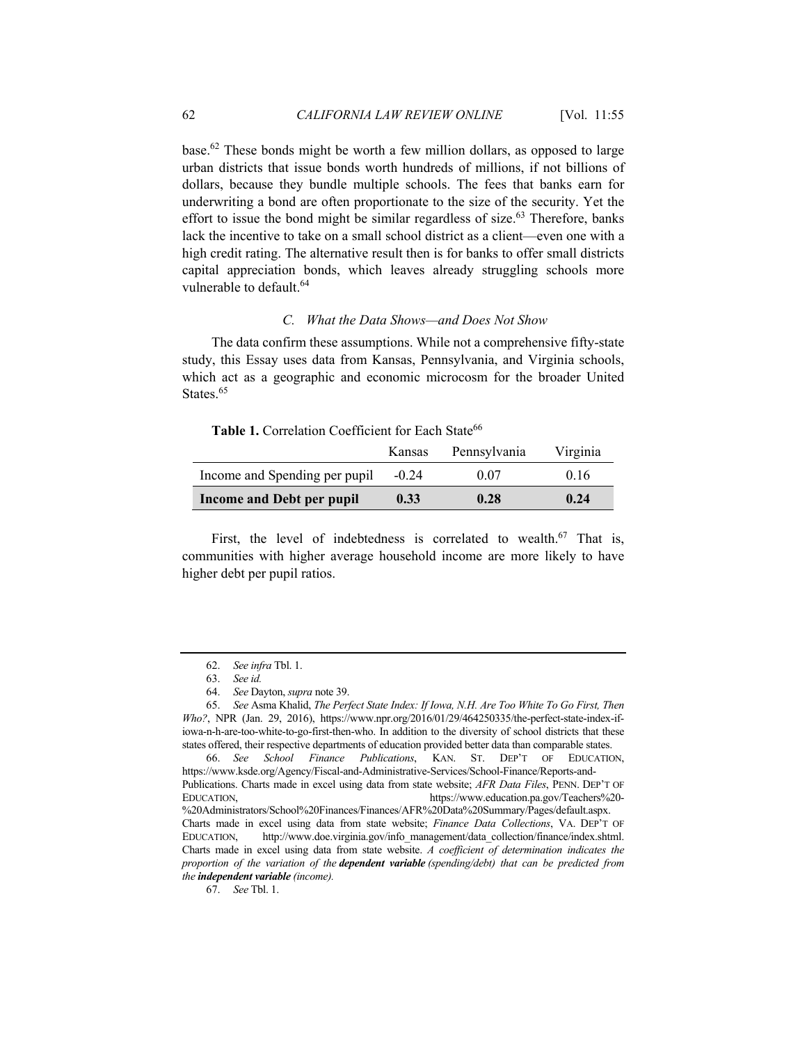base.[62] These bonds might be worth a few million dollars, as opposed to large urban districts that issue bonds worth hundreds of millions, if not billions of dollars, because they bundle multiple schools. The fees that banks earn for underwriting a bond are often proportionate to the size of the security. Yet the effort to issue the bond might be similar regardless of size.[63] Therefore, banks lack the incentive to take on a small school district as a client—even one with a high credit rating. The alternative result then is for banks to offer small districts capital appreciation bonds, which leaves already struggling schools more vulnerable to default.[64]

### *C. What the Data Shows—and Does Not Show*

The data confirm these assumptions. While not a comprehensive fifty-state study, this Essay uses data from Kansas, Pennsylvania, and Virginia schools, which act as a geographic and economic microcosm for the broader United States.[65]

**Table 1.** Correlation Coefficient for Each State[66]

| | Kansas | Pennsylvania | Virginia |
|---|---|---|---|
| Income and Spending per pupil | -0.24 | 0.07 | 0.16 |
| **Income and Debt per pupil** | **0.33** | **0.28** | **0.24** |

First, the level of indebtedness is correlated to wealth.[67] That is, communities with higher average household income are more likely to have higher debt per pupil ratios.

---

62. *See infra* Tbl. 1.

63. *See id.*

64. *See* Dayton, *supra* note 39.

65. *See* Asma Khalid, *The Perfect State Index: If Iowa, N.H. Are Too White To Go First, Then Who?*, NPR (Jan. 29, 2016), https://www.npr.org/2016/01/29/464250335/the-perfect-state-index-if-iowa-n-h-are-too-white-to-go-first-then-who. In addition to the diversity of school districts that these states offered, their respective departments of education provided better data than comparable states.

66. *See School Finance Publications*, KAN. ST. DEP'T OF EDUCATION, https://www.ksde.org/Agency/Fiscal-and-Administrative-Services/School-Finance/Reports-and-Publications. Charts made in excel using data from state website; *AFR Data Files*, PENN. DEP'T OF EDUCATION, https://www.education.pa.gov/Teachers%20-%20Administrators/School%20Finances/Finances/AFR%20Data%20Summary/Pages/default.aspx. Charts made in excel using data from state website; *Finance Data Collections*, VA. DEP'T OF EDUCATION, http://www.doe.virginia.gov/info_management/data_collection/finance/index.shtml. Charts made in excel using data from state website. *A coefficient of determination indicates the proportion of the variation of the* ***dependent variable*** *(spending/debt) that can be predicted from the* ***independent variable*** *(income).*

67. *See* Tbl. 1.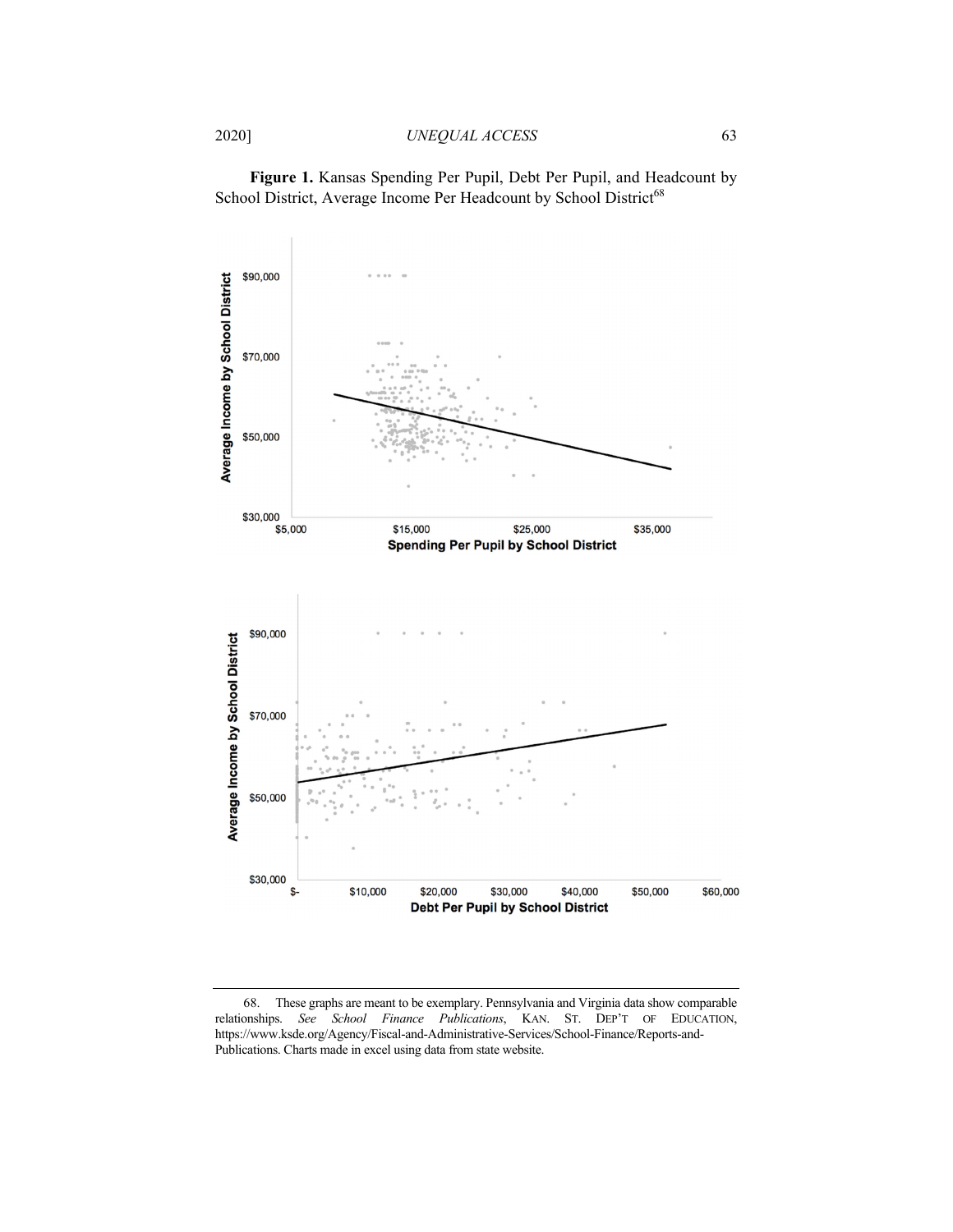**Figure 1.** Kansas Spending Per Pupil, Debt Per Pupil, and Headcount by School District, Average Income Per Headcount by School District[68]

68. These graphs are meant to be exemplary. Pennsylvania and Virginia data show comparable relationships. *See School Finance Publications*, KAN. ST. DEP'T OF EDUCATION, https://www.ksde.org/Agency/Fiscal-and-Administrative-Services/School-Finance/Reports-and-Publications. Charts made in excel using data from state website.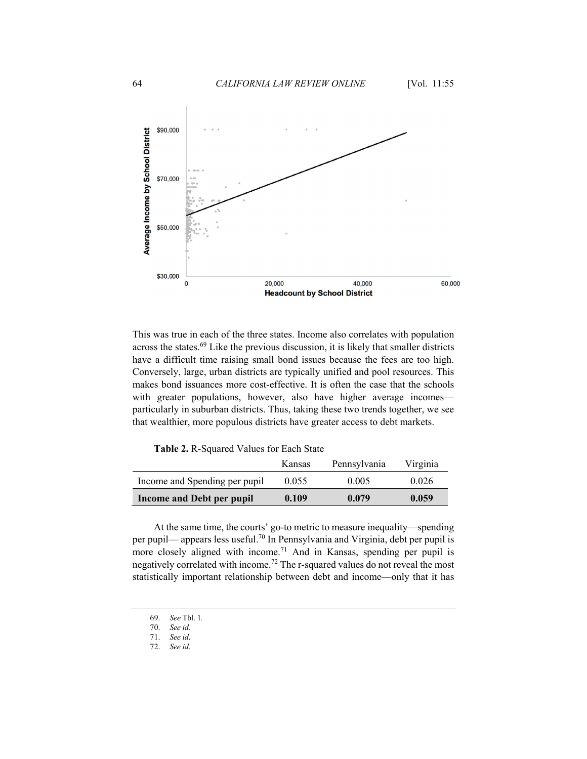This was true in each of the three states. Income also correlates with population across the states.[69] Like the previous discussion, it is likely that smaller districts have a difficult time raising small bond issues because the fees are too high. Conversely, large, urban districts are typically unified and pool resources. This makes bond issuances more cost-effective. It is often the case that the schools with greater populations, however, also have higher average incomes—particularly in suburban districts. Thus, taking these two trends together, we see that wealthier, more populous districts have greater access to debt markets.

**Table 2.** R-Squared Values for Each State

| | Kansas | Pennsylvania | Virginia |
|---|---|---|---|
| Income and Spending per pupil | 0.055 | 0.005 | 0.026 |
| **Income and Debt per pupil** | **0.109** | **0.079** | **0.059** |

At the same time, the courts' go-to metric to measure inequality—spending per pupil— appears less useful.[70] In Pennsylvania and Virginia, debt per pupil is more closely aligned with income.[71] And in Kansas, spending per pupil is negatively correlated with income.[72] The r-squared values do not reveal the most statistically important relationship between debt and income—only that it has

69. *See* Tbl. 1.

70. *See id.*

71. *See id.*

72. *See id.*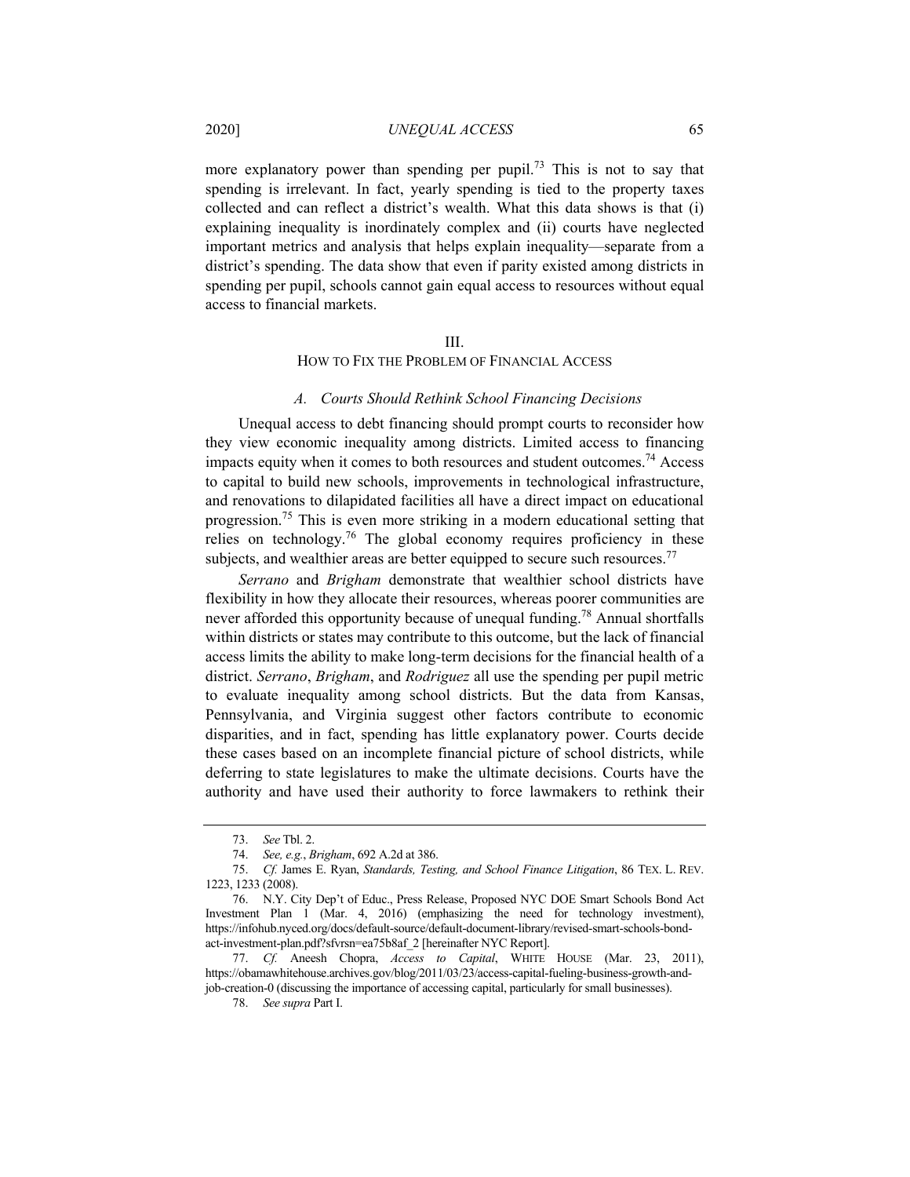more explanatory power than spending per pupil.[73] This is not to say that spending is irrelevant. In fact, yearly spending is tied to the property taxes collected and can reflect a district's wealth. What this data shows is that (i) explaining inequality is inordinately complex and (ii) courts have neglected important metrics and analysis that helps explain inequality—separate from a district's spending. The data show that even if parity existed among districts in spending per pupil, schools cannot gain equal access to resources without equal access to financial markets.

## III.
## HOW TO FIX THE PROBLEM OF FINANCIAL ACCESS

### *A. Courts Should Rethink School Financing Decisions*

Unequal access to debt financing should prompt courts to reconsider how they view economic inequality among districts. Limited access to financing impacts equity when it comes to both resources and student outcomes.[74] Access to capital to build new schools, improvements in technological infrastructure, and renovations to dilapidated facilities all have a direct impact on educational progression.[75] This is even more striking in a modern educational setting that relies on technology.[76] The global economy requires proficiency in these subjects, and wealthier areas are better equipped to secure such resources.[77]

*Serrano* and *Brigham* demonstrate that wealthier school districts have flexibility in how they allocate their resources, whereas poorer communities are never afforded this opportunity because of unequal funding.[78] Annual shortfalls within districts or states may contribute to this outcome, but the lack of financial access limits the ability to make long-term decisions for the financial health of a district. *Serrano*, *Brigham*, and *Rodriguez* all use the spending per pupil metric to evaluate inequality among school districts. But the data from Kansas, Pennsylvania, and Virginia suggest other factors contribute to economic disparities, and in fact, spending has little explanatory power. Courts decide these cases based on an incomplete financial picture of school districts, while deferring to state legislatures to make the ultimate decisions. Courts have the authority and have used their authority to force lawmakers to rethink their

---

73. *See* Tbl. 2.

74. *See, e.g.*, *Brigham*, 692 A.2d at 386.

75. *Cf.* James E. Ryan, *Standards, Testing, and School Finance Litigation*, 86 TEX. L. REV. 1223, 1233 (2008).

76. N.Y. City Dep't of Educ., Press Release, Proposed NYC DOE Smart Schools Bond Act Investment Plan 1 (Mar. 4, 2016) (emphasizing the need for technology investment), https://infohub.nyced.org/docs/default-source/default-document-library/revised-smart-schools-bond-act-investment-plan.pdf?sfvrsn=ea75b8af_2 [hereinafter NYC Report].

77. *Cf.* Aneesh Chopra, *Access to Capital*, WHITE HOUSE (Mar. 23, 2011), https://obamawhitehouse.archives.gov/blog/2011/03/23/access-capital-fueling-business-growth-and-job-creation-0 (discussing the importance of accessing capital, particularly for small businesses).

78. *See supra* Part I.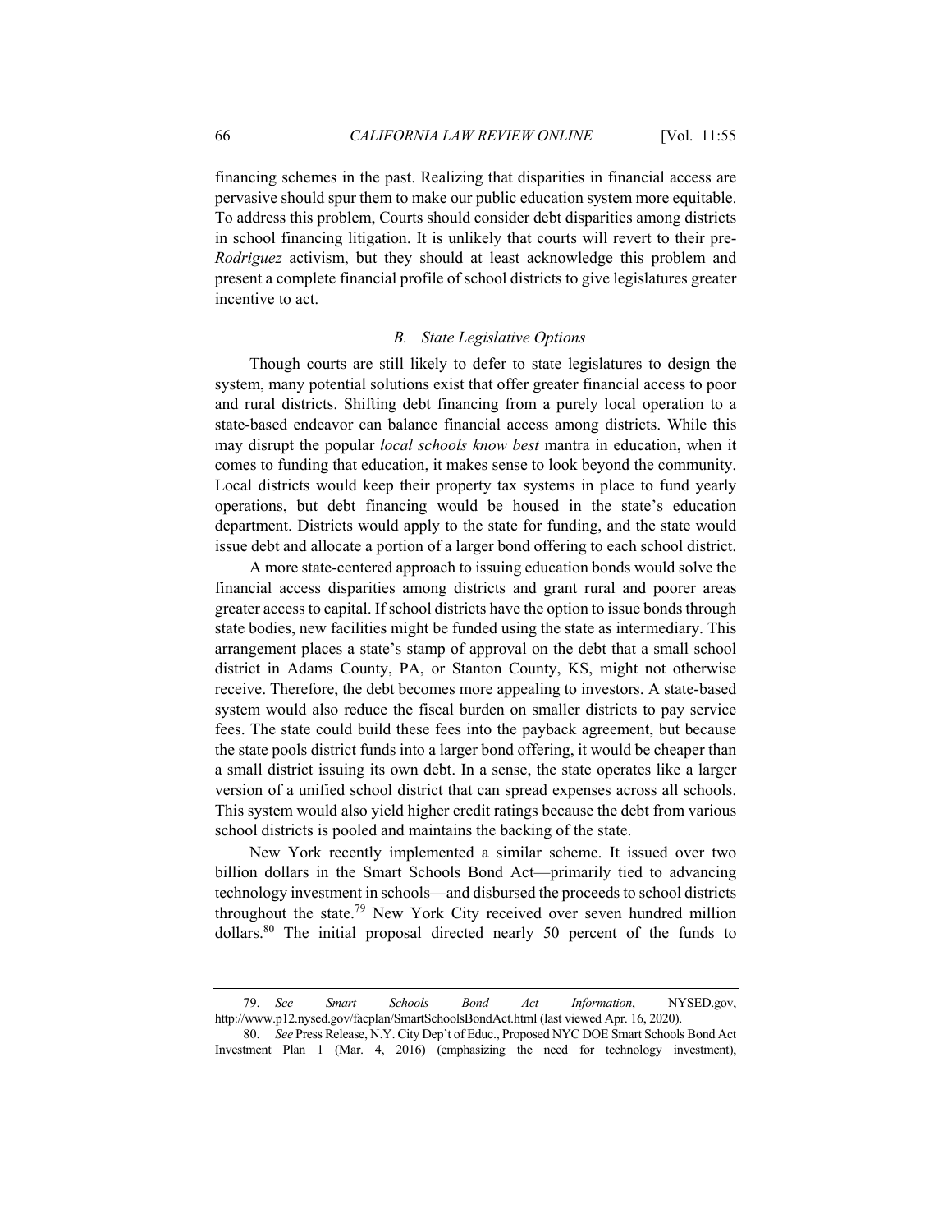financing schemes in the past. Realizing that disparities in financial access are pervasive should spur them to make our public education system more equitable. To address this problem, Courts should consider debt disparities among districts in school financing litigation. It is unlikely that courts will revert to their pre-*Rodriguez* activism, but they should at least acknowledge this problem and present a complete financial profile of school districts to give legislatures greater incentive to act.

### *B. State Legislative Options*

Though courts are still likely to defer to state legislatures to design the system, many potential solutions exist that offer greater financial access to poor and rural districts. Shifting debt financing from a purely local operation to a state-based endeavor can balance financial access among districts. While this may disrupt the popular *local schools know best* mantra in education, when it comes to funding that education, it makes sense to look beyond the community. Local districts would keep their property tax systems in place to fund yearly operations, but debt financing would be housed in the state's education department. Districts would apply to the state for funding, and the state would issue debt and allocate a portion of a larger bond offering to each school district.

A more state-centered approach to issuing education bonds would solve the financial access disparities among districts and grant rural and poorer areas greater access to capital. If school districts have the option to issue bonds through state bodies, new facilities might be funded using the state as intermediary. This arrangement places a state's stamp of approval on the debt that a small school district in Adams County, PA, or Stanton County, KS, might not otherwise receive. Therefore, the debt becomes more appealing to investors. A state-based system would also reduce the fiscal burden on smaller districts to pay service fees. The state could build these fees into the payback agreement, but because the state pools district funds into a larger bond offering, it would be cheaper than a small district issuing its own debt. In a sense, the state operates like a larger version of a unified school district that can spread expenses across all schools. This system would also yield higher credit ratings because the debt from various school districts is pooled and maintains the backing of the state.

New York recently implemented a similar scheme. It issued over two billion dollars in the Smart Schools Bond Act—primarily tied to advancing technology investment in schools—and disbursed the proceeds to school districts throughout the state.[79] New York City received over seven hundred million dollars.[80] The initial proposal directed nearly 50 percent of the funds to

---

79. *See Smart Schools Bond Act Information*, NYSED.gov, http://www.p12.nysed.gov/facplan/SmartSchoolsBondAct.html (last viewed Apr. 16, 2020).

80. *See* Press Release, N.Y. City Dep't of Educ., Proposed NYC DOE Smart Schools Bond Act Investment Plan 1 (Mar. 4, 2016) (emphasizing the need for technology investment),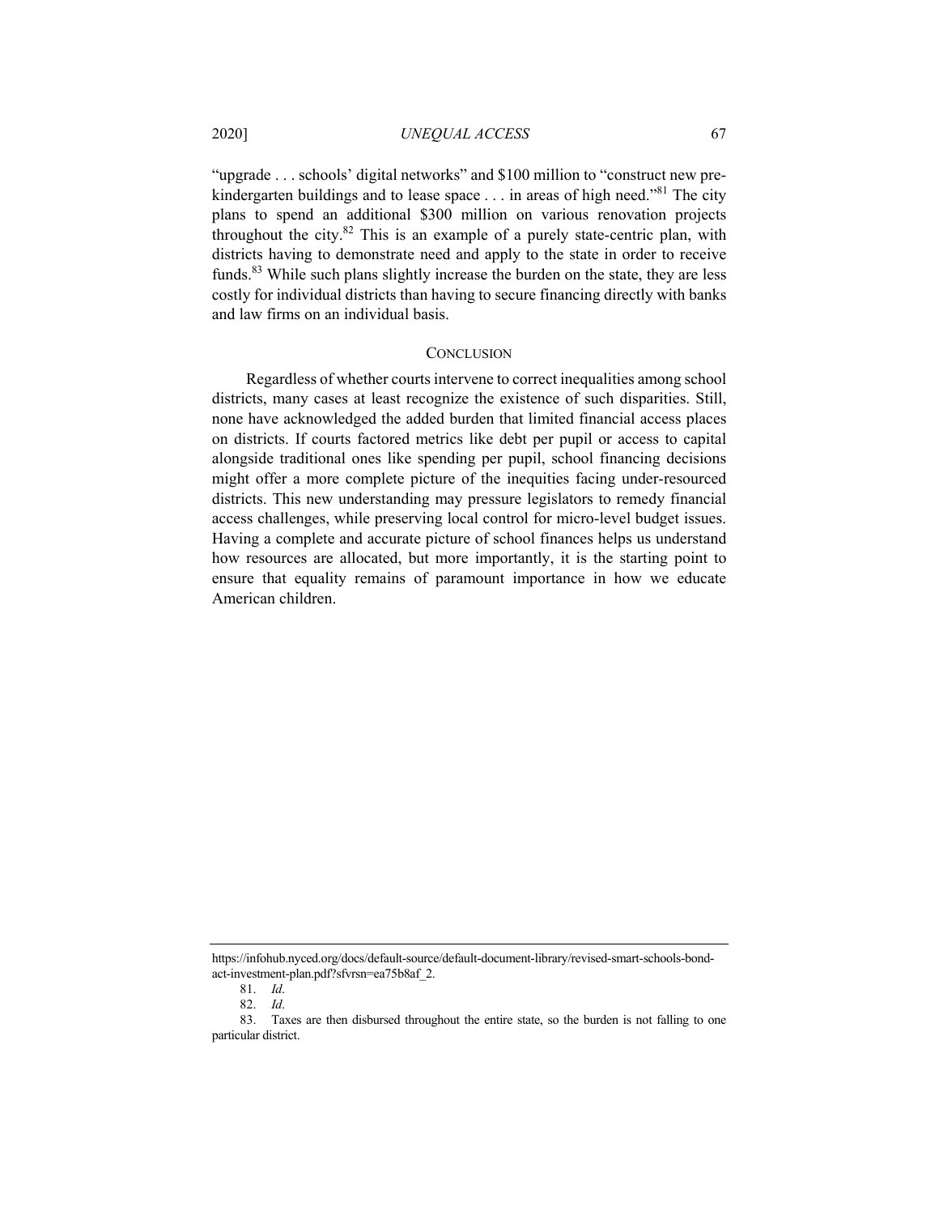"upgrade . . . schools' digital networks" and $100 million to "construct new pre-kindergarten buildings and to lease space . . . in areas of high need."[81] The city plans to spend an additional $300 million on various renovation projects throughout the city.[82] This is an example of a purely state-centric plan, with districts having to demonstrate need and apply to the state in order to receive funds.[83] While such plans slightly increase the burden on the state, they are less costly for individual districts than having to secure financing directly with banks and law firms on an individual basis.

## CONCLUSION

Regardless of whether courts intervene to correct inequalities among school districts, many cases at least recognize the existence of such disparities. Still, none have acknowledged the added burden that limited financial access places on districts. If courts factored metrics like debt per pupil or access to capital alongside traditional ones like spending per pupil, school financing decisions might offer a more complete picture of the inequities facing under-resourced districts. This new understanding may pressure legislators to remedy financial access challenges, while preserving local control for micro-level budget issues. Having a complete and accurate picture of school finances helps us understand how resources are allocated, but more importantly, it is the starting point to ensure that equality remains of paramount importance in how we educate American children.

---

https://infohub.nyced.org/docs/default-source/default-document-library/revised-smart-schools-bond-act-investment-plan.pdf?sfvrsn=ea75b8af_2.

81. *Id*.

82. *Id*.

83. Taxes are then disbursed throughout the entire state, so the burden is not falling to one particular district.